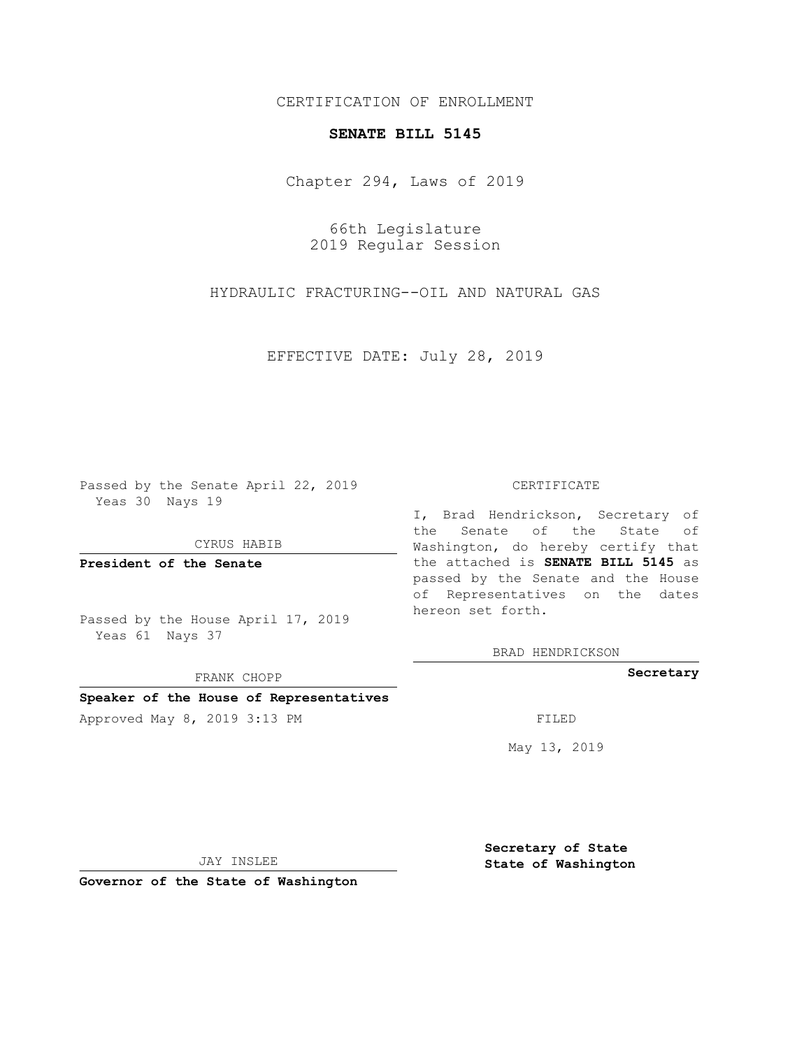CERTIFICATION OF ENROLLMENT

**SENATE BILL 5145**

Chapter 294, Laws of 2019

66th Legislature
2019 Regular Session

HYDRAULIC FRACTURING--OIL AND NATURAL GAS

EFFECTIVE DATE: July 28, 2019

Passed by the Senate April 22, 2019
Yeas 30 Nays 19

CYRUS HABIB

**President of the Senate**

Passed by the House April 17, 2019
Yeas 61 Nays 37

FRANK CHOPP

**Speaker of the House of Representatives**

Approved May 8, 2019 3:13 PM

JAY INSLEE

**Governor of the State of Washington**

CERTIFICATE

I, Brad Hendrickson, Secretary of the Senate of the State of Washington, do hereby certify that the attached is **SENATE BILL 5145** as passed by the Senate and the House of Representatives on the dates hereon set forth.

BRAD HENDRICKSON

**Secretary**

FILED

May 13, 2019

**Secretary of State**
**State of Washington**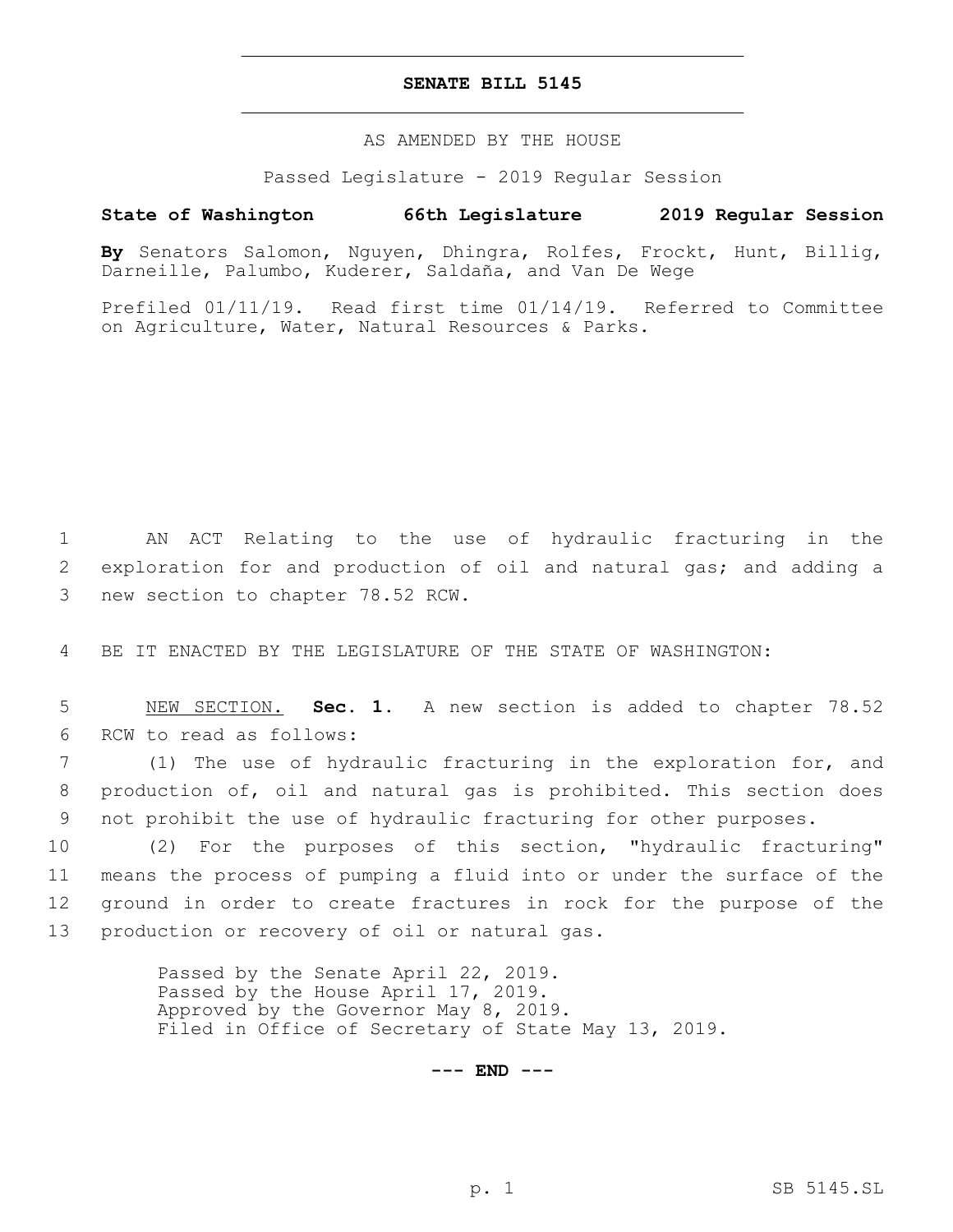# SENATE BILL 5145

AS AMENDED BY THE HOUSE

Passed Legislature - 2019 Regular Session

**State of Washington 66th Legislature 2019 Regular Session**

**By** Senators Salomon, Nguyen, Dhingra, Rolfes, Frockt, Hunt, Billig, Darneille, Palumbo, Kuderer, Saldaña, and Van De Wege

Prefiled 01/11/19. Read first time 01/14/19. Referred to Committee on Agriculture, Water, Natural Resources & Parks.

AN ACT Relating to the use of hydraulic fracturing in the exploration for and production of oil and natural gas; and adding a new section to chapter 78.52 RCW.

BE IT ENACTED BY THE LEGISLATURE OF THE STATE OF WASHINGTON:

NEW SECTION. **Sec. 1.** A new section is added to chapter 78.52 RCW to read as follows:

(1) The use of hydraulic fracturing in the exploration for, and production of, oil and natural gas is prohibited. This section does not prohibit the use of hydraulic fracturing for other purposes.

(2) For the purposes of this section, "hydraulic fracturing" means the process of pumping a fluid into or under the surface of the ground in order to create fractures in rock for the purpose of the production or recovery of oil or natural gas.

Passed by the Senate April 22, 2019.
Passed by the House April 17, 2019.
Approved by the Governor May 8, 2019.
Filed in Office of Secretary of State May 13, 2019.

**--- END ---**